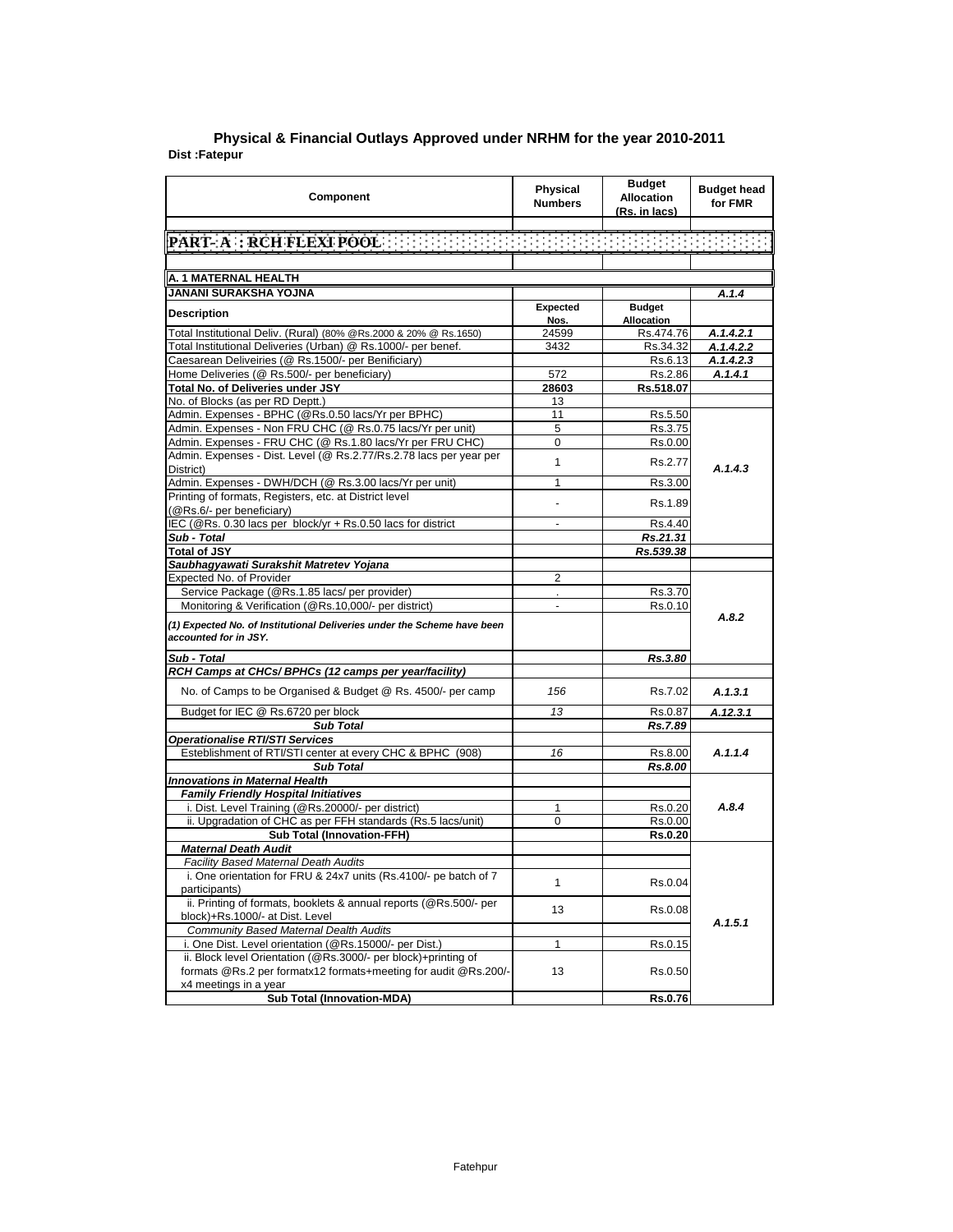# Physical & Financial Outlays Approved under NRHM for the year 2010-2011

**Dist :Fatepur**

| Component | Physical Numbers | Budget Allocation (Rs. in lacs) | Budget head for FMR |
|---|---|---|---|
| **PART- A : RCH FLEXI POOL** | | | |
| **A. 1 MATERNAL HEALTH** | | | |
| **JANANI SURAKSHA YOJNA** | | | *A.1.4* |
| **Description** | **Expected Nos.** | **Budget Allocation** | |
| Total Institutional Deliv. (Rural) (80% @Rs.2000 & 20% @ Rs.1650) | 24599 | Rs.474.76 | *A.1.4.2.1* |
| Total Institutional Deliveries (Urban) @ Rs.1000/- per benef. | 3432 | Rs.34.32 | *A.1.4.2.2* |
| Caesarean Deliveiries (@ Rs.1500/- per Benificiary) | | Rs.6.13 | *A.1.4.2.3* |
| Home Deliveries (@ Rs.500/- per beneficiary) | 572 | Rs.2.86 | *A.1.4.1* |
| **Total No. of Deliveries under JSY** | **28603** | **Rs.518.07** | |
| No. of Blocks (as per RD Deptt.) | 13 | | |
| Admin. Expenses - BPHC (@Rs.0.50 lacs/Yr per BPHC) | 11 | Rs.5.50 | *A.1.4.3* |
| Admin. Expenses - Non FRU CHC (@ Rs.0.75 lacs/Yr per unit) | 5 | Rs.3.75 | |
| Admin. Expenses - FRU CHC (@ Rs.1.80 lacs/Yr per FRU CHC) | 0 | Rs.0.00 | |
| Admin. Expenses - Dist. Level (@ Rs.2.77/Rs.2.78 lacs per year per District) | 1 | Rs.2.77 | |
| Admin. Expenses - DWH/DCH (@ Rs.3.00 lacs/Yr per unit) | 1 | Rs.3.00 | |
| Printing of formats, Registers, etc. at District level (@Rs.6/- per beneficiary) | - | Rs.1.89 | |
| IEC (@Rs. 0.30 lacs per block/yr + Rs.0.50 lacs for district | - | Rs.4.40 | |
| ***Sub - Total*** | | ***Rs.21.31*** | |
| **Total of JSY** | | ***Rs.539.38*** | |
| ***Saubhagyawati Surakshit Matretev Yojana*** | | | |
| Expected No. of Provider | 2 | | *A.8.2* |
| Service Package (@Rs.1.85 lacs/ per provider) | . | Rs.3.70 | |
| Monitoring & Verification (@Rs.10,000/- per district) | - | Rs.0.10 | |
| ***(1) Expected No. of Institutional Deliveries under the Scheme have been accounted for in JSY.*** | | | |
| ***Sub - Total*** | | ***Rs.3.80*** | |
| ***RCH Camps at CHCs/ BPHCs (12 camps per year/facility)*** | | | |
| No. of Camps to be Organised & Budget @ Rs. 4500/- per camp | *156* | Rs.7.02 | *A.1.3.1* |
| Budget for IEC @ Rs.6720 per block | *13* | Rs.0.87 | *A.12.3.1* |
| ***Sub Total*** | | ***Rs.7.89*** | |
| ***Operationalise RTI/STI Services*** | | | |
| Esteblishment of RTI/STI center at every CHC & BPHC (908) | *16* | Rs.8.00 | *A.1.1.4* |
| ***Sub Total*** | | ***Rs.8.00*** | |
| ***Innovations in Maternal Health*** | | | |
| ***Family Friendly Hospital Initiatives*** | | | *A.8.4* |
| i. Dist. Level Training (@Rs.20000/- per district) | 1 | Rs.0.20 | |
| ii. Upgradation of CHC as per FFH standards (Rs.5 lacs/unit) | 0 | Rs.0.00 | |
| **Sub Total (Innovation-FFH)** | | **Rs.0.20** | |
| ***Maternal Death Audit*** | | | *A.1.5.1* |
| *Facility Based Maternal Death Audits* | | | |
| i. One orientation for FRU & 24x7 units (Rs.4100/- pe batch of 7 participants) | 1 | Rs.0.04 | |
| ii. Printing of formats, booklets & annual reports (@Rs.500/- per block)+Rs.1000/- at Dist. Level | 13 | Rs.0.08 | |
| *Community Based Maternal Dealth Audits* | | | |
| i. One Dist. Level orientation (@Rs.15000/- per Dist.) | 1 | Rs.0.15 | |
| ii. Block level Orientation (@Rs.3000/- per block)+printing of formats @Rs.2 per formatx12 formats+meeting for audit @Rs.200/- x4 meetings in a year | 13 | Rs.0.50 | |
| **Sub Total (Innovation-MDA)** | | **Rs.0.76** | |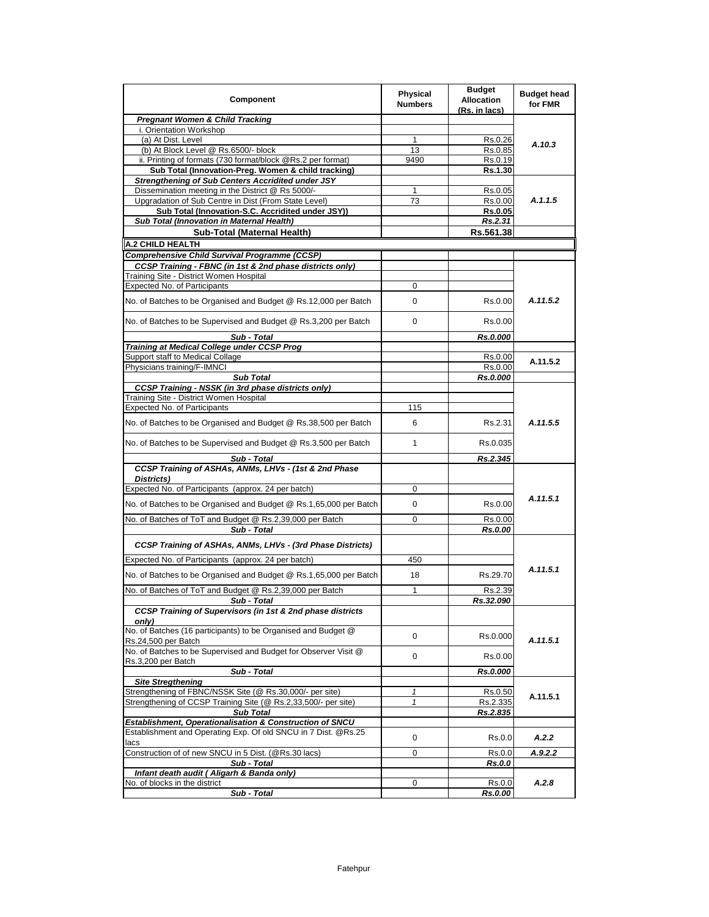| Component | Physical Numbers | Budget Allocation (Rs. in lacs) | Budget head for FMR |
|---|---|---|---|
| ***Pregnant Women & Child Tracking*** | | | |
| i. Orientation Workshop | | | |
| (a) At Dist. Level | 1 | Rs.0.26 | ***A.10.3*** |
| (b) At Block Level @ Rs.6500/- block | 13 | Rs.0.85 | |
| ii. Printing of formats (730 format/block @Rs.2 per format) | 9490 | Rs.0.19 | |
| **Sub Total (Innovation-Preg. Women & child tracking)** | | **Rs.1.30** | |
| ***Strengthening of Sub Centers Accridited under JSY*** | | | |
| Dissemination meeting in the District @ Rs 5000/- | 1 | Rs.0.05 | ***A.1.1.5*** |
| Upgradation of Sub Centre in Dist (From State Level) | 73 | Rs.0.00 | |
| **Sub Total (Innovation-S.C. Accridited under JSY))** | | **Rs.0.05** | |
| ***Sub Total (Innovation in Maternal Health)*** | | ***Rs.2.31*** | |
| **Sub-Total (Maternal Health)** | | **Rs.561.38** | |
| **A.2 CHILD HEALTH** | | | |
| ***Comprehensive Child Survival Programme (CCSP)*** | | | |
| ***CCSP Training - FBNC (in 1st & 2nd phase districts only)*** | | | |
| Training Site - District Women Hospital | | | |
| Expected No. of Participants | 0 | | |
| No. of Batches to be Organised and Budget @ Rs.12,000 per Batch | 0 | Rs.0.00 | ***A.11.5.2*** |
| No. of Batches to be Supervised and Budget @ Rs.3,200 per Batch | 0 | Rs.0.00 | |
| ***Sub - Total*** | | ***Rs.0.000*** | |
| ***Training at Medical College under CCSP Prog*** | | | |
| Support staff to Medical Collage | | Rs.0.00 | **A.11.5.2** |
| Physicians training/F-IMNCI | | Rs.0.00 | |
| ***Sub Total*** | | ***Rs.0.000*** | |
| ***CCSP Training - NSSK (in 3rd phase districts only)*** | | | |
| Training Site - District Women Hospital | | | |
| Expected No. of Participants | 115 | | |
| No. of Batches to be Organised and Budget @ Rs.38,500 per Batch | 6 | Rs.2.31 | ***A.11.5.5*** |
| No. of Batches to be Supervised and Budget @ Rs.3,500 per Batch | 1 | Rs.0.035 | |
| ***Sub - Total*** | | ***Rs.2.345*** | |
| ***CCSP Training of ASHAs, ANMs, LHVs - (1st & 2nd Phase Districts)*** | | | |
| Expected No. of Participants (approx. 24 per batch) | 0 | | |
| No. of Batches to be Organised and Budget @ Rs.1,65,000 per Batch | 0 | Rs.0.00 | ***A.11.5.1*** |
| No. of Batches of ToT and Budget @ Rs.2,39,000 per Batch | 0 | Rs.0.00 | |
| ***Sub - Total*** | | ***Rs.0.00*** | |
| ***CCSP Training of ASHAs, ANMs, LHVs - (3rd Phase Districts)*** | | | |
| Expected No. of Participants (approx. 24 per batch) | 450 | | |
| No. of Batches to be Organised and Budget @ Rs.1,65,000 per Batch | 18 | Rs.29.70 | ***A.11.5.1*** |
| No. of Batches of ToT and Budget @ Rs.2,39,000 per Batch | 1 | Rs.2.39 | |
| ***Sub - Total*** | | ***Rs.32.090*** | |
| ***CCSP Training of Supervisors (in 1st & 2nd phase districts only)*** | | | |
| No. of Batches (16 participants) to be Organised and Budget @ Rs.24,500 per Batch | 0 | Rs.0.000 | ***A.11.5.1*** |
| No. of Batches to be Supervised and Budget for Observer Visit @ Rs.3,200 per Batch | 0 | Rs.0.00 | |
| ***Sub - Total*** | | ***Rs.0.000*** | |
| ***Site Stregthening*** | | | |
| Strengthening of FBNC/NSSK Site (@ Rs.30,000/- per site) | *1* | Rs.0.50 | **A.11.5.1** |
| Strengthening of CCSP Training Site (@ Rs.2,33,500/- per site) | *1* | Rs.2.335 | |
| ***Sub Total*** | | ***Rs.2.835*** | |
| ***Establishment, Operationalisation & Construction of SNCU*** | | | |
| Establishment and Operating Exp. Of old SNCU in 7 Dist. @Rs.25 lacs | 0 | Rs.0.0 | ***A.2.2*** |
| Construction of of new SNCU in 5 Dist. (@Rs.30 lacs) | 0 | Rs.0.0 | ***A.9.2.2*** |
| ***Sub - Total*** | | ***Rs.0.0*** | |
| ***Infant death audit ( Aligarh & Banda only)*** | | | |
| No. of blocks in the district | 0 | Rs.0.0 | ***A.2.8*** |
| ***Sub - Total*** | | ***Rs.0.00*** | |

Fatehpur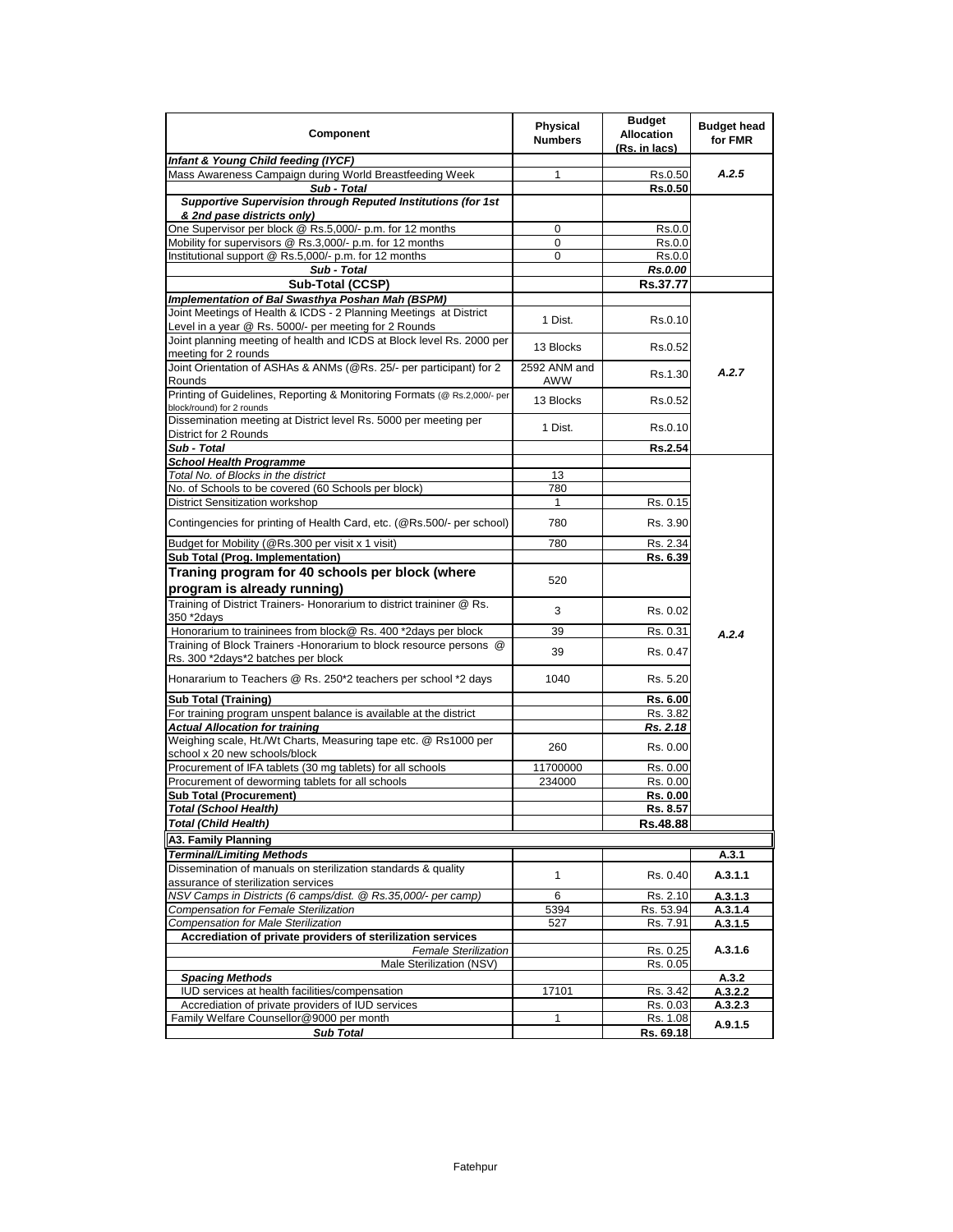| Component | Physical Numbers | Budget Allocation (Rs. in lacs) | Budget head for FMR |
|---|---|---|---|
| ***Infant & Young Child feeding (IYCF)*** | | | |
| Mass Awareness Campaign during World Breastfeeding Week | 1 | Rs.0.50 | *A.2.5* |
| ***Sub - Total*** | | **Rs.0.50** | |
| ***Supportive Supervision through Reputed Institutions (for 1st & 2nd pase districts only)*** | | | |
| One Supervisor per block @ Rs.5,000/- p.m. for 12 months | 0 | Rs.0.0 | |
| Mobility for supervisors @ Rs.3,000/- p.m. for 12 months | 0 | Rs.0.0 | |
| Institutional support @ Rs.5,000/- p.m. for 12 months | 0 | Rs.0.0 | |
| ***Sub - Total*** | | ***Rs.0.00*** | |
| **Sub-Total (CCSP)** | | **Rs.37.77** | |
| ***Implementation of Bal Swasthya Poshan Mah (BSPM)*** | | | |
| Joint Meetings of Health & ICDS - 2 Planning Meetings at District Level in a year @ Rs. 5000/- per meeting for 2 Rounds | 1 Dist. | Rs.0.10 | *A.2.7* |
| Joint planning meeting of health and ICDS at Block level Rs. 2000 per meeting for 2 rounds | 13 Blocks | Rs.0.52 | |
| Joint Orientation of ASHAs & ANMs (@Rs. 25/- per participant) for 2 Rounds | 2592 ANM and AWW | Rs.1.30 | |
| Printing of Guidelines, Reporting & Monitoring Formats (@ Rs.2,000/- per block/round) for 2 rounds | 13 Blocks | Rs.0.52 | |
| Dissemination meeting at District level Rs. 5000 per meeting per District for 2 Rounds | 1 Dist. | Rs.0.10 | |
| ***Sub - Total*** | | **Rs.2.54** | |
| ***School Health Programme*** | | | *A.2.4* |
| *Total No. of Blocks in the district* | 13 | | |
| No. of Schools to be covered (60 Schools per block) | 780 | | |
| District Sensitization workshop | 1 | Rs. 0.15 | |
| Contingencies for printing of Health Card, etc. (@Rs.500/- per school) | 780 | Rs. 3.90 | |
| Budget for Mobility (@Rs.300 per visit x 1 visit) | 780 | Rs. 2.34 | |
| **Sub Total (Prog. Implementation)** | | **Rs. 6.39** | |
| **Traning program for 40 schools per block (where program is already running)** | 520 | | |
| Training of District Trainers- Honorarium to district traininer @ Rs. 350 *2days | 3 | Rs. 0.02 | |
| Honorarium to traininees from block@ Rs. 400 *2days per block | 39 | Rs. 0.31 | |
| Training of Block Trainers -Honorarium to block resource persons @ Rs. 300 *2days*2 batches per block | 39 | Rs. 0.47 | |
| Honorarium to Teachers @ Rs. 250*2 teachers per school *2 days | 1040 | Rs. 5.20 | |
| **Sub Total (Training)** | | **Rs. 6.00** | |
| For training program unspent balance is available at the district | | Rs. 3.82 | |
| ***Actual Allocation for training*** | | ***Rs. 2.18*** | |
| Weighing scale, Ht./Wt Charts, Measuring tape etc. @ Rs1000 per school x 20 new schools/block | 260 | Rs. 0.00 | |
| Procurement of IFA tablets (30 mg tablets) for all schools | 11700000 | Rs. 0.00 | |
| Procurement of deworming tablets for all schools | 234000 | Rs. 0.00 | |
| **Sub Total (Procurement)** | | **Rs. 0.00** | |
| ***Total (School Health)*** | | **Rs. 8.57** | |
| ***Total (Child Health)*** | | **Rs.48.88** | |
| **A3. Family Planning** | | | |
| ***Terminal/Limiting Methods*** | | | **A.3.1** |
| Dissemination of manuals on sterilization standards & quality assurance of sterilization services | 1 | Rs. 0.40 | **A.3.1.1** |
| *NSV Camps in Districts (6 camps/dist. @ Rs.35,000/- per camp)* | 6 | Rs. 2.10 | **A.3.1.3** |
| *Compensation for Female Sterilization* | 5394 | Rs. 53.94 | **A.3.1.4** |
| *Compensation for Male Sterilization* | 527 | Rs. 7.91 | **A.3.1.5** |
| **Accrediation of private providers of sterilization services** | | | **A.3.1.6** |
| *Female Sterilization* | | Rs. 0.25 | |
| Male Sterilization (NSV) | | Rs. 0.05 | |
| ***Spacing Methods*** | | | **A.3.2** |
| IUD services at health facilities/compensation | 17101 | Rs. 3.42 | **A.3.2.2** |
| Accrediation of private providers of IUD services | | Rs. 0.03 | **A.3.2.3** |
| Family Welfare Counsellor@9000 per month | 1 | Rs. 1.08 | **A.9.1.5** |
| ***Sub Total*** | | **Rs. 69.18** | |

Fatehpur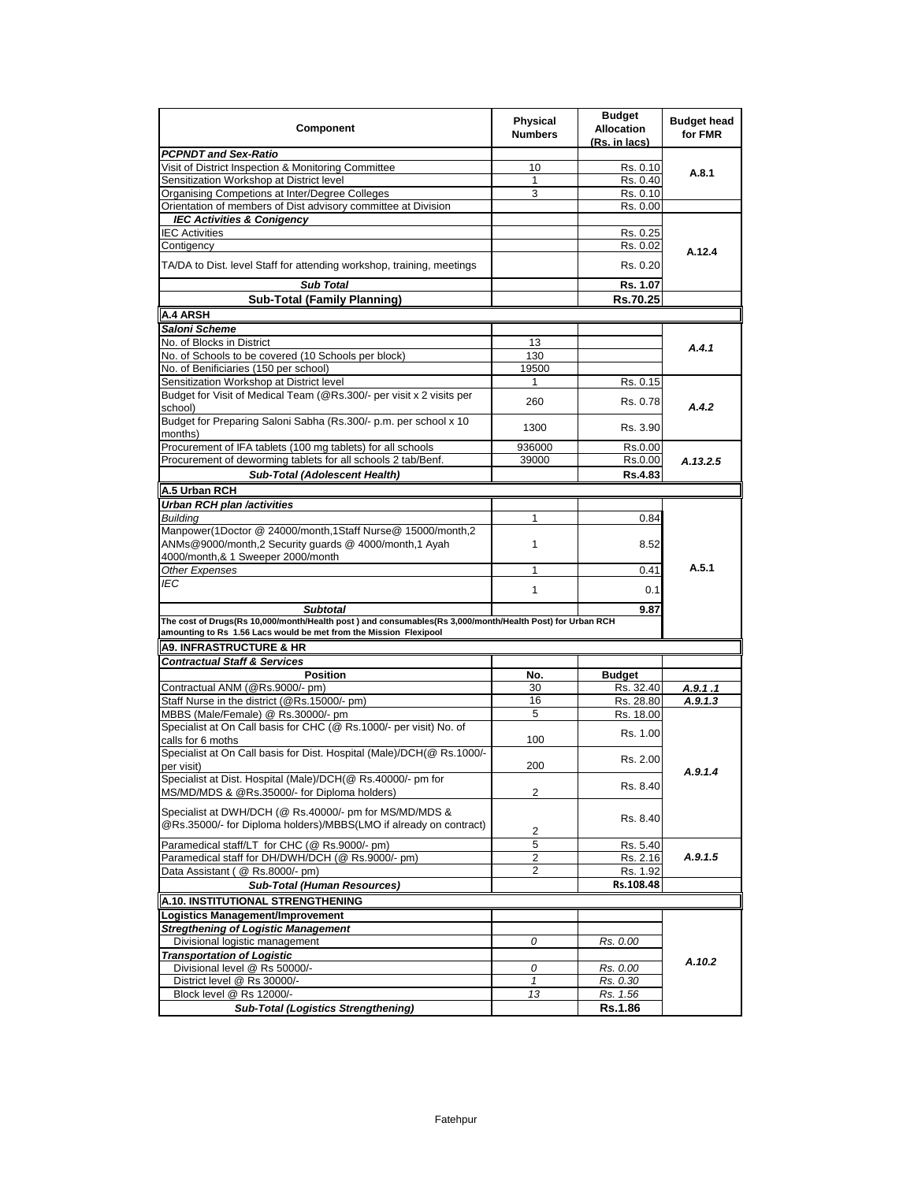| Component | Physical Numbers | Budget Allocation (Rs. in lacs) | Budget head for FMR |
|---|---|---|---|
| ***PCPNDT and Sex-Ratio*** | | | |
| Visit of District Inspection & Monitoring Committee | 10 | Rs. 0.10 | A.8.1 |
| Sensitization Workshop at District level | 1 | Rs. 0.40 | |
| Organising Competions at Inter/Degree Colleges | 3 | Rs. 0.10 | |
| Orientation of members of Dist advisory committee at Division | | Rs. 0.00 | |
| ***IEC Activities & Conigency*** | | | |
| IEC Activities | | Rs. 0.25 | A.12.4 |
| Contigency | | Rs. 0.02 | |
| TA/DA to Dist. level Staff for attending workshop, training, meetings | | Rs. 0.20 | |
| ***Sub Total*** | | **Rs. 1.07** | |
| **Sub-Total (Family Planning)** | | **Rs.70.25** | |
| **A.4 ARSH** | | | |
| ***Saloni Scheme*** | | | |
| No. of Blocks in District | 13 | | *A.4.1* |
| No. of Schools to be covered (10 Schools per block) | 130 | | |
| No. of Benificiaries (150 per school) | 19500 | | |
| Sensitization Workshop at District level | 1 | Rs. 0.15 | *A.4.2* |
| Budget for Visit of Medical Team (@Rs.300/- per visit x 2 visits per school) | 260 | Rs. 0.78 | |
| Budget for Preparing Saloni Sabha (Rs.300/- p.m. per school x 10 months) | 1300 | Rs. 3.90 | |
| Procurement of IFA tablets (100 mg tablets) for all schools | 936000 | Rs.0.00 | *A.13.2.5* |
| Procurement of deworming tablets for all schools 2 tab/Benf. | 39000 | Rs.0.00 | |
| ***Sub-Total (Adolescent Health)*** | | **Rs.4.83** | |
| **A.5 Urban RCH** | | | |
| ***Urban RCH plan /activities*** | | | |
| *Building* | 1 | 0.84 | A.5.1 |
| Manpower(1Doctor @ 24000/month,1Staff Nurse@ 15000/month,2 ANMs@9000/month,2 Security guards @ 4000/month,1 Ayah 4000/month,& 1 Sweeper 2000/month | 1 | 8.52 | |
| *Other Expenses* | 1 | 0.41 | |
| *IEC* | 1 | 0.1 | |
| ***Subtotal*** | | **9.87** | |
| **The cost of Drugs(Rs 10,000/month/Health post ) and consumables(Rs 3,000/month/Health Post) for Urban RCH amounting to Rs 1.56 Lacs would be met from the Mission Flexipool** | | | |
| **A9. INFRASTRUCTURE & HR** | | | |
| ***Contractual Staff & Services*** | | | |
| **Position** | **No.** | **Budget** | |
| Contractual ANM (@Rs.9000/- pm) | 30 | Rs. 32.40 | ***A.9.1 .1*** |
| Staff Nurse in the district (@Rs.15000/- pm) | 16 | Rs. 28.80 | ***A.9.1.3*** |
| MBBS (Male/Female) @ Rs.30000/- pm | 5 | Rs. 18.00 | *A.9.1.4* |
| Specialist at On Call basis for CHC (@ Rs.1000/- per visit) No. of calls for 6 moths | 100 | Rs. 1.00 | |
| Specialist at On Call basis for Dist. Hospital (Male)/DCH(@ Rs.1000/- per visit) | 200 | Rs. 2.00 | |
| Specialist at Dist. Hospital (Male)/DCH(@ Rs.40000/- pm for MS/MD/MDS & @Rs.35000/- for Diploma holders) | 2 | Rs. 8.40 | |
| Specialist at DWH/DCH (@ Rs.40000/- pm for MS/MD/MDS & @Rs.35000/- for Diploma holders)/MBBS(LMO if already on contract) | 2 | Rs. 8.40 | |
| Paramedical staff/LT for CHC (@ Rs.9000/- pm) | 5 | Rs. 5.40 | *A.9.1.5* |
| Paramedical staff for DH/DWH/DCH (@ Rs.9000/- pm) | 2 | Rs. 2.16 | |
| Data Assistant ( @ Rs.8000/- pm) | 2 | Rs. 1.92 | |
| ***Sub-Total (Human Resources)*** | | **Rs.108.48** | |
| **A.10. INSTITUTIONAL STRENGTHENING** | | | |
| **Logistics Management/Improvement** | | | |
| ***Stregthening of Logistic Management*** | | | *A.10.2* |
| Divisional logistic management | *0* | *Rs. 0.00* | |
| ***Transportation of Logistic*** | | | |
| Divisional level @ Rs 50000/- | *0* | *Rs. 0.00* | |
| District level @ Rs 30000/- | *1* | *Rs. 0.30* | |
| Block level @ Rs 12000/- | *13* | *Rs. 1.56* | |
| ***Sub-Total (Logistics Strengthening)*** | | **Rs.1.86** | |

Fatehpur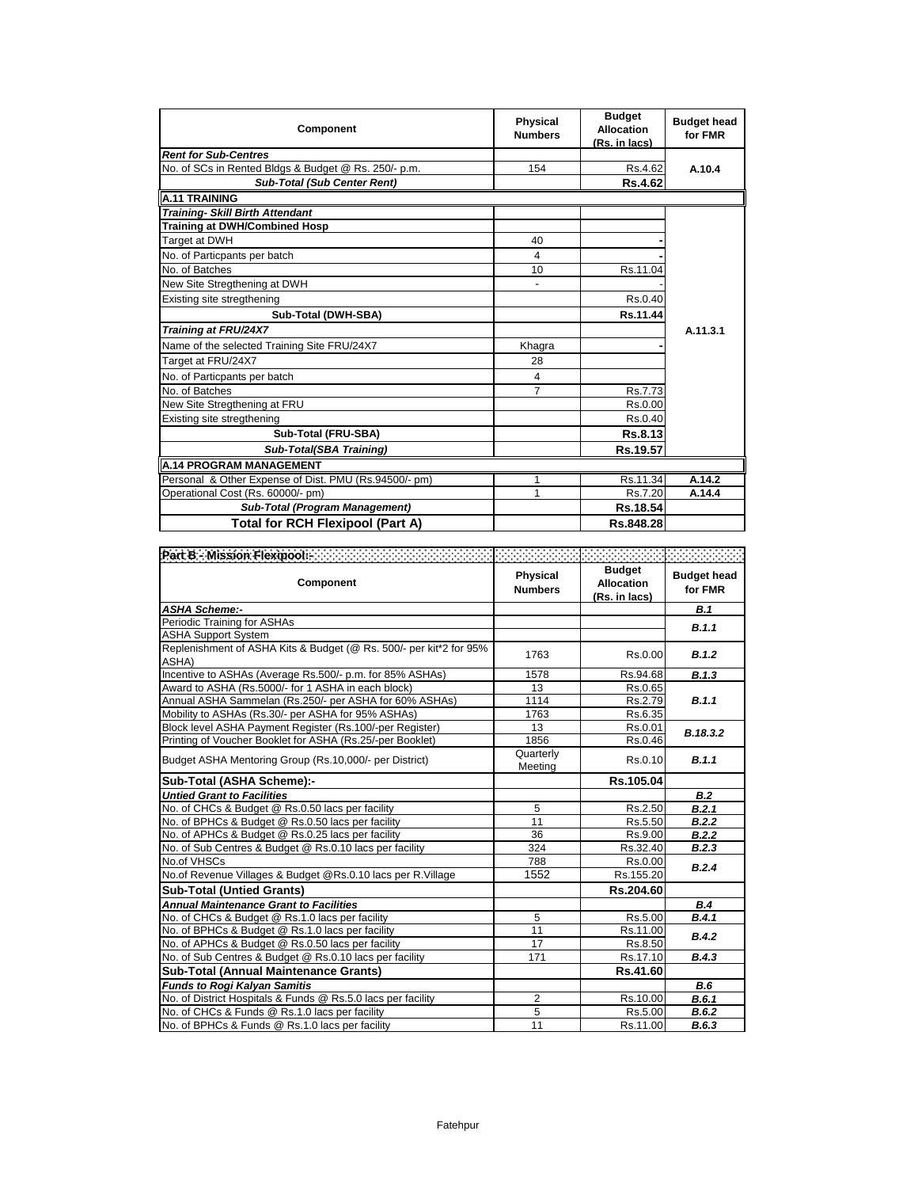| Component | Physical Numbers | Budget Allocation (Rs. in lacs) | Budget head for FMR |
|---|---|---|---|
| ***Rent for Sub-Centres*** | | | |
| No. of SCs in Rented Bldgs & Budget @ Rs. 250/- p.m. | 154 | Rs.4.62 | **A.10.4** |
| ***Sub-Total (Sub Center Rent)*** | | **Rs.4.62** | |
| **A.11 TRAINING** | | | |
| ***Training- Skill Birth Attendant*** | | | |
| **Training at DWH/Combined Hosp** | | | |
| Target at DWH | 40 | - | |
| No. of Particpants per batch | 4 | - | |
| No. of Batches | 10 | Rs.11.04 | |
| New Site Stregthening at DWH | - | - | |
| Existing site stregthening | | Rs.0.40 | |
| **Sub-Total (DWH-SBA)** | | **Rs.11.44** | |
| ***Training at FRU/24X7*** | | | **A.11.3.1** |
| Name of the selected Training Site FRU/24X7 | Khagra | - | |
| Target at FRU/24X7 | 28 | | |
| No. of Particpants per batch | 4 | | |
| No. of Batches | 7 | Rs.7.73 | |
| New Site Stregthening at FRU | | Rs.0.00 | |
| Existing site stregthening | | Rs.0.40 | |
| **Sub-Total (FRU-SBA)** | | **Rs.8.13** | |
| ***Sub-Total(SBA Training)*** | | **Rs.19.57** | |
| **A.14 PROGRAM MANAGEMENT** | | | |
| Personal & Other Expense of Dist. PMU (Rs.94500/- pm) | 1 | Rs.11.34 | **A.14.2** |
| Operational Cost (Rs. 60000/- pm) | 1 | Rs.7.20 | **A.14.4** |
| ***Sub-Total (Program Management)*** | | **Rs.18.54** | |
| **Total for RCH Flexipool (Part A)** | | **Rs.848.28** | |

| Component | Physical Numbers | Budget Allocation (Rs. in lacs) | Budget head for FMR |
|---|---|---|---|
| **Part B - Mission Flexipool:-** | | | |
| ***ASHA Scheme:-*** | | | ***B.1*** |
| Periodic Training for ASHAs | | | ***B.1.1*** |
| ASHA Support System | | | |
| Replenishment of ASHA Kits & Budget (@ Rs. 500/- per kit*2 for 95% ASHA) | 1763 | Rs.0.00 | ***B.1.2*** |
| Incentive to ASHAs (Average Rs.500/- p.m. for 85% ASHAs) | 1578 | Rs.94.68 | ***B.1.3*** |
| Award to ASHA (Rs.5000/- for 1 ASHA in each block) | 13 | Rs.0.65 | ***B.1.1*** |
| Annual ASHA Sammelan (Rs.250/- per ASHA for 60% ASHAs) | 1114 | Rs.2.79 | |
| Mobility to ASHAs (Rs.30/- per ASHA for 95% ASHAs) | 1763 | Rs.6.35 | |
| Block level ASHA Payment Register (Rs.100/-per Register) | 13 | Rs.0.01 | ***B.18.3.2*** |
| Printing of Voucher Booklet for ASHA (Rs.25/-per Booklet) | 1856 | Rs.0.46 | |
| Budget ASHA Mentoring Group (Rs.10,000/- per District) | Quarterly Meeting | Rs.0.10 | ***B.1.1*** |
| **Sub-Total (ASHA Scheme):-** | | **Rs.105.04** | |
| ***Untied Grant to Facilities*** | | | ***B.2*** |
| No. of CHCs & Budget @ Rs.0.50 lacs per facility | 5 | Rs.2.50 | ***B.2.1*** |
| No. of BPHCs & Budget @ Rs.0.50 lacs per facility | 11 | Rs.5.50 | ***B.2.2*** |
| No. of APHCs & Budget @ Rs.0.25 lacs per facility | 36 | Rs.9.00 | ***B.2.2*** |
| No. of Sub Centres & Budget @ Rs.0.10 lacs per facility | 324 | Rs.32.40 | ***B.2.3*** |
| No.of VHSCs | 788 | Rs.0.00 | ***B.2.4*** |
| No.of Revenue Villages & Budget @Rs.0.10 lacs per R.Village | 1552 | Rs.155.20 | |
| **Sub-Total (Untied Grants)** | | **Rs.204.60** | |
| ***Annual Maintenance Grant to Facilities*** | | | ***B.4*** |
| No. of CHCs & Budget @ Rs.1.0 lacs per facility | 5 | Rs.5.00 | ***B.4.1*** |
| No. of BPHCs & Budget @ Rs.1.0 lacs per facility | 11 | Rs.11.00 | ***B.4.2*** |
| No. of APHCs & Budget @ Rs.0.50 lacs per facility | 17 | Rs.8.50 | |
| No. of Sub Centres & Budget @ Rs.0.10 lacs per facility | 171 | Rs.17.10 | ***B.4.3*** |
| **Sub-Total (Annual Maintenance Grants)** | | **Rs.41.60** | |
| ***Funds to Rogi Kalyan Samitis*** | | | ***B.6*** |
| No. of District Hospitals & Funds @ Rs.5.0 lacs per facility | 2 | Rs.10.00 | ***B.6.1*** |
| No. of CHCs & Funds @ Rs.1.0 lacs per facility | 5 | Rs.5.00 | ***B.6.2*** |
| No. of BPHCs & Funds @ Rs.1.0 lacs per facility | 11 | Rs.11.00 | ***B.6.3*** |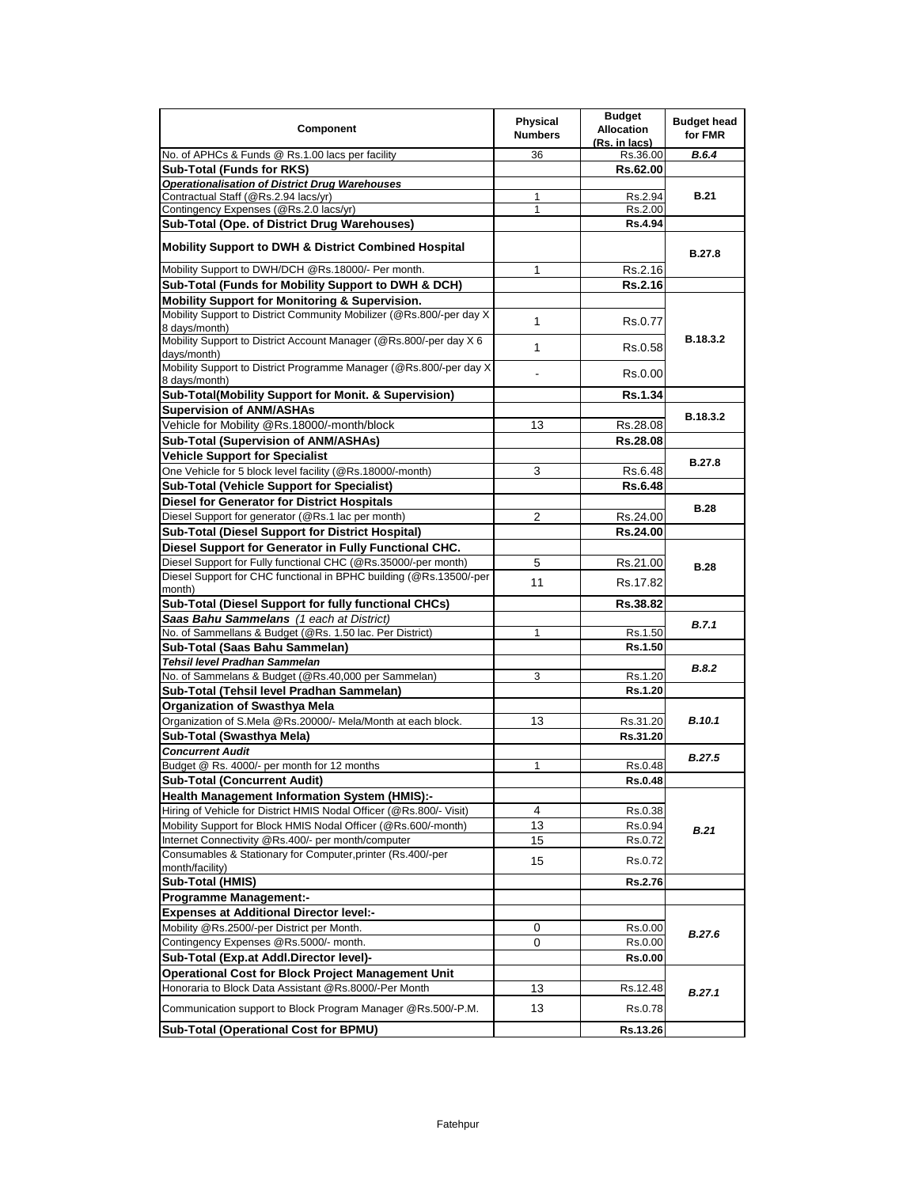| Component | Physical Numbers | Budget Allocation (Rs. in lacs) | Budget head for FMR |
|---|---|---|---|
| No. of APHCs & Funds @ Rs.1.00 lacs per facility | 36 | Rs.36.00 | ***B.6.4*** |
| **Sub-Total (Funds for RKS)** | | **Rs.62.00** | |
| ***Operationalisation of District Drug Warehouses*** | | | **B.21** |
| Contractual Staff (@Rs.2.94 lacs/yr) | 1 | Rs.2.94 | |
| Contingency Expenses (@Rs.2.0 lacs/yr) | 1 | Rs.2.00 | |
| **Sub-Total (Ope. of District Drug Warehouses)** | | **Rs.4.94** | |
| **Mobility Support to DWH & District Combined Hospital** | | | **B.27.8** |
| Mobility Support to DWH/DCH @Rs.18000/- Per month. | 1 | Rs.2.16 | |
| **Sub-Total (Funds for Mobility Support to DWH & DCH)** | | **Rs.2.16** | |
| **Mobility Support for Monitoring & Supervision.** | | | **B.18.3.2** |
| Mobility Support to District Community Mobilizer (@Rs.800/-per day X 8 days/month) | 1 | Rs.0.77 | |
| Mobility Support to District Account Manager (@Rs.800/-per day X 6 days/month) | 1 | Rs.0.58 | |
| Mobility Support to District Programme Manager (@Rs.800/-per day X 8 days/month) | - | Rs.0.00 | |
| **Sub-Total(Mobility Support for Monit. & Supervision)** | | **Rs.1.34** | |
| **Supervision of ANM/ASHAs** | | | **B.18.3.2** |
| Vehicle for Mobility @Rs.18000/-month/block | 13 | Rs.28.08 | |
| **Sub-Total (Supervision of ANM/ASHAs)** | | **Rs.28.08** | |
| **Vehicle Support for Specialist** | | | **B.27.8** |
| One Vehicle for 5 block level facility (@Rs.18000/-month) | 3 | Rs.6.48 | |
| **Sub-Total (Vehicle Support for Specialist)** | | **Rs.6.48** | |
| **Diesel for Generator for District Hospitals** | | | **B.28** |
| Diesel Support for generator (@Rs.1 lac per month) | 2 | Rs.24.00 | |
| **Sub-Total (Diesel Support for District Hospital)** | | **Rs.24.00** | |
| **Diesel Support for Generator in Fully Functional CHC.** | | | **B.28** |
| Diesel Support for Fully functional CHC (@Rs.35000/-per month) | 5 | Rs.21.00 | |
| Diesel Support for CHC functional in BPHC building (@Rs.13500/-per month) | 11 | Rs.17.82 | |
| **Sub-Total (Diesel Support for fully functional CHCs)** | | **Rs.38.82** | |
| ***Saas Bahu Sammelans*** *(1 each at District)* | | | ***B.7.1*** |
| No. of Sammellans & Budget (@Rs. 1.50 lac. Per District) | 1 | Rs.1.50 | |
| **Sub-Total (Saas Bahu Sammelan)** | | **Rs.1.50** | |
| ***Tehsil level Pradhan Sammelan*** | | | ***B.8.2*** |
| No. of Sammelans & Budget (@Rs.40,000 per Sammelan) | 3 | Rs.1.20 | |
| **Sub-Total (Tehsil level Pradhan Sammelan)** | | **Rs.1.20** | |
| **Organization of Swasthya Mela** | | | ***B.10.1*** |
| Organization of S.Mela @Rs.20000/- Mela/Month at each block. | 13 | Rs.31.20 | |
| **Sub-Total (Swasthya Mela)** | | **Rs.31.20** | |
| ***Concurrent Audit*** | | | ***B.27.5*** |
| Budget @ Rs. 4000/- per month for 12 months | 1 | Rs.0.48 | |
| **Sub-Total (Concurrent Audit)** | | **Rs.0.48** | |
| **Health Management Information System (HMIS):-** | | | ***B.21*** |
| Hiring of Vehicle for District HMIS Nodal Officer (@Rs.800/- Visit) | 4 | Rs.0.38 | |
| Mobility Support for Block HMIS Nodal Officer (@Rs.600/-month) | 13 | Rs.0.94 | |
| Internet Connectivity @Rs.400/- per month/computer | 15 | Rs.0.72 | |
| Consumables & Stationary for Computer,printer (Rs.400/-per month/facility) | 15 | Rs.0.72 | |
| **Sub-Total (HMIS)** | | **Rs.2.76** | |
| **Programme Management:-** | | | |
| **Expenses at Additional Director level:-** | | | ***B.27.6*** |
| Mobility @Rs.2500/-per District per Month. | 0 | Rs.0.00 | |
| Contingency Expenses @Rs.5000/- month. | 0 | Rs.0.00 | |
| **Sub-Total (Exp.at Addl.Director level)-** | | **Rs.0.00** | |
| **Operational Cost for Block Project Management Unit** | | | ***B.27.1*** |
| Honoraria to Block Data Assistant @Rs.8000/-Per Month | 13 | Rs.12.48 | |
| Communication support to Block Program Manager @Rs.500/-P.M. | 13 | Rs.0.78 | |
| **Sub-Total (Operational Cost for BPMU)** | | **Rs.13.26** | |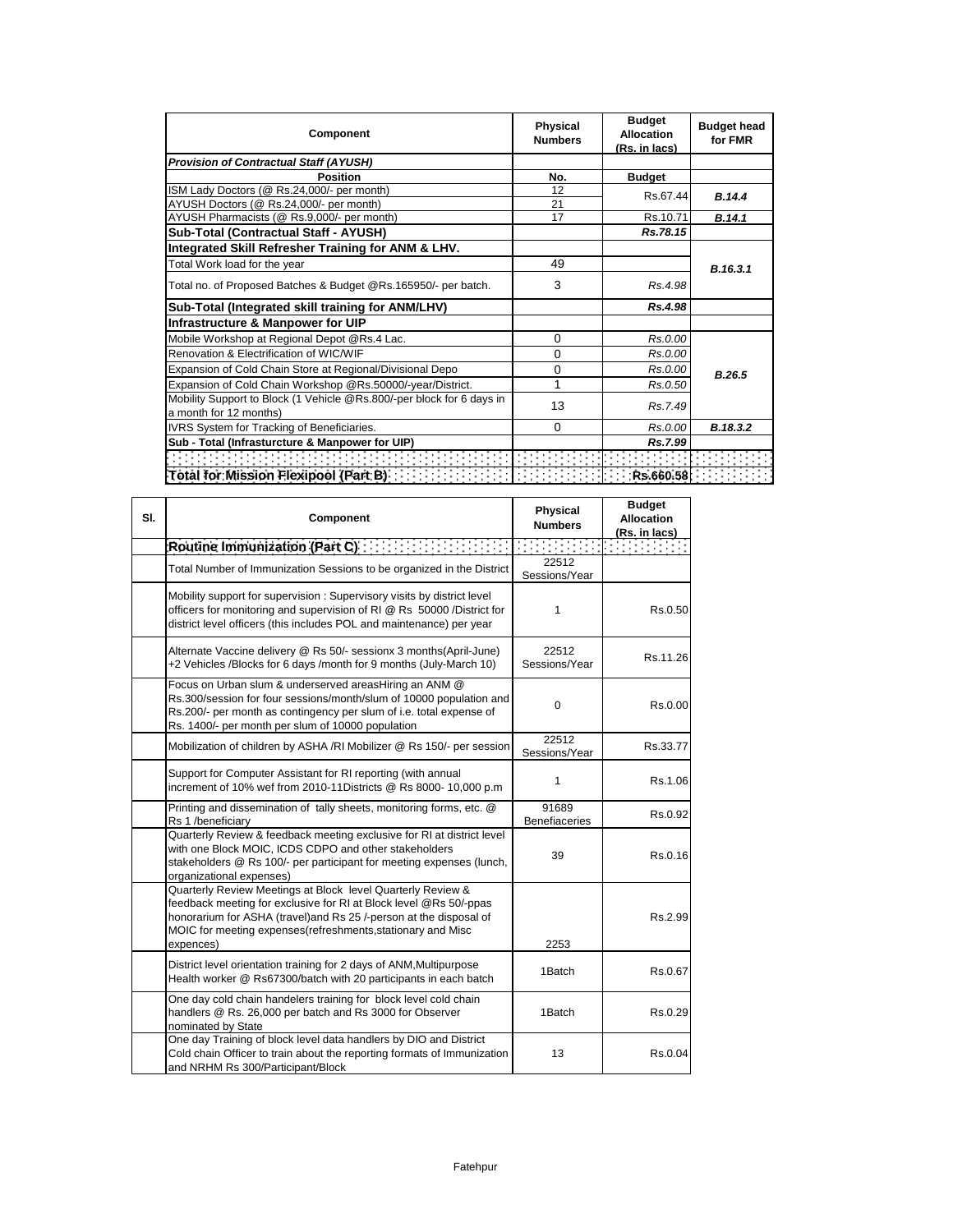| Component | Physical Numbers | Budget Allocation (Rs. in lacs) | Budget head for FMR |
|---|---|---|---|
| ***Provision of Contractual Staff (AYUSH)*** | | | |
| **Position** | **No.** | **Budget** | |
| ISM Lady Doctors (@ Rs.24,000/- per month) | 12 | Rs.67.44 | ***B.14.4*** |
| AYUSH Doctors (@ Rs.24,000/- per month) | 21 | | |
| AYUSH Pharmacists (@ Rs.9,000/- per month) | 17 | Rs.10.71 | ***B.14.1*** |
| **Sub-Total (Contractual Staff - AYUSH)** | | ***Rs.78.15*** | |
| **Integrated Skill Refresher Training for ANM & LHV.** | | | |
| Total Work load for the year | 49 | | ***B.16.3.1*** |
| Total no. of Proposed Batches & Budget @Rs.165950/- per batch. | 3 | *Rs.4.98* | |
| **Sub-Total (Integrated skill training for ANM/LHV)** | | ***Rs.4.98*** | |
| **Infrastructure & Manpower for UIP** | | | |
| Mobile Workshop at Regional Depot @Rs.4 Lac. | 0 | *Rs.0.00* | ***B.26.5*** |
| Renovation & Electrification of WIC/WIF | 0 | *Rs.0.00* | |
| Expansion of Cold Chain Store at Regional/Divisional Depo | 0 | *Rs.0.00* | |
| Expansion of Cold Chain Workshop @Rs.50000/-year/District. | 1 | *Rs.0.50* | |
| Mobility Support to Block (1 Vehicle @Rs.800/-per block for 6 days in a month for 12 months) | 13 | *Rs.7.49* | |
| IVRS System for Tracking of Beneficiaries. | 0 | *Rs.0.00* | ***B.18.3.2*** |
| **Sub - Total (Infrasturcture & Manpower for UIP)** | | ***Rs.7.99*** | |
| **Total for Mission Flexipool (Part B)** | | **Rs.660.58** | |

| Sl. | Component | Physical Numbers | Budget Allocation (Rs. in lacs) |
|---|---|---|---|
| | **Routine Immunization (Part C)** | | |
| | Total Number of Immunization Sessions to be organized in the District | 22512 Sessions/Year | |
| | Mobility support for supervision : Supervisory visits by district level officers for monitoring and supervision of RI @ Rs 50000 /District for district level officers (this includes POL and maintenance) per year | 1 | Rs.0.50 |
| | Alternate Vaccine delivery @ Rs 50/- sessionx 3 months(April-June) +2 Vehicles /Blocks for 6 days /month for 9 months (July-March 10) | 22512 Sessions/Year | Rs.11.26 |
| | Focus on Urban slum & underserved areasHiring an ANM @ Rs.300/session for four sessions/month/slum of 10000 population and Rs.200/- per month as contingency per slum of i.e. total expense of Rs. 1400/- per month per slum of 10000 population | 0 | Rs.0.00 |
| | Mobilization of children by ASHA /RI Mobilizer @ Rs 150/- per session | 22512 Sessions/Year | Rs.33.77 |
| | Support for Computer Assistant for RI reporting (with annual increment of 10% wef from 2010-11Districts @ Rs 8000- 10,000 p.m | 1 | Rs.1.06 |
| | Printing and dissemination of tally sheets, monitoring forms, etc. @ Rs 1 /beneficiary | 91689 Benefiaceries | Rs.0.92 |
| | Quarterly Review & feedback meeting exclusive for RI at district level with one Block MOIC, ICDS CDPO and other stakeholders stakeholders @ Rs 100/- per participant for meeting expenses (lunch, organizational expenses) | 39 | Rs.0.16 |
| | Quarterly Review Meetings at Block level Quarterly Review & feedback meeting for exclusive for RI at Block level @Rs 50/-ppas honorarium for ASHA (travel)and Rs 25 /-person at the disposal of MOIC for meeting expenses(refreshments,stationary and Misc expences) | 2253 | Rs.2.99 |
| | District level orientation training for 2 days of ANM,Multipurpose Health worker @ Rs67300/batch with 20 participants in each batch | 1Batch | Rs.0.67 |
| | One day cold chain handelers training for block level cold chain handlers @ Rs. 26,000 per batch and Rs 3000 for Observer nominated by State | 1Batch | Rs.0.29 |
| | One day Training of block level data handlers by DIO and District Cold chain Officer to train about the reporting formats of Immunization and NRHM Rs 300/Participant/Block | 13 | Rs.0.04 |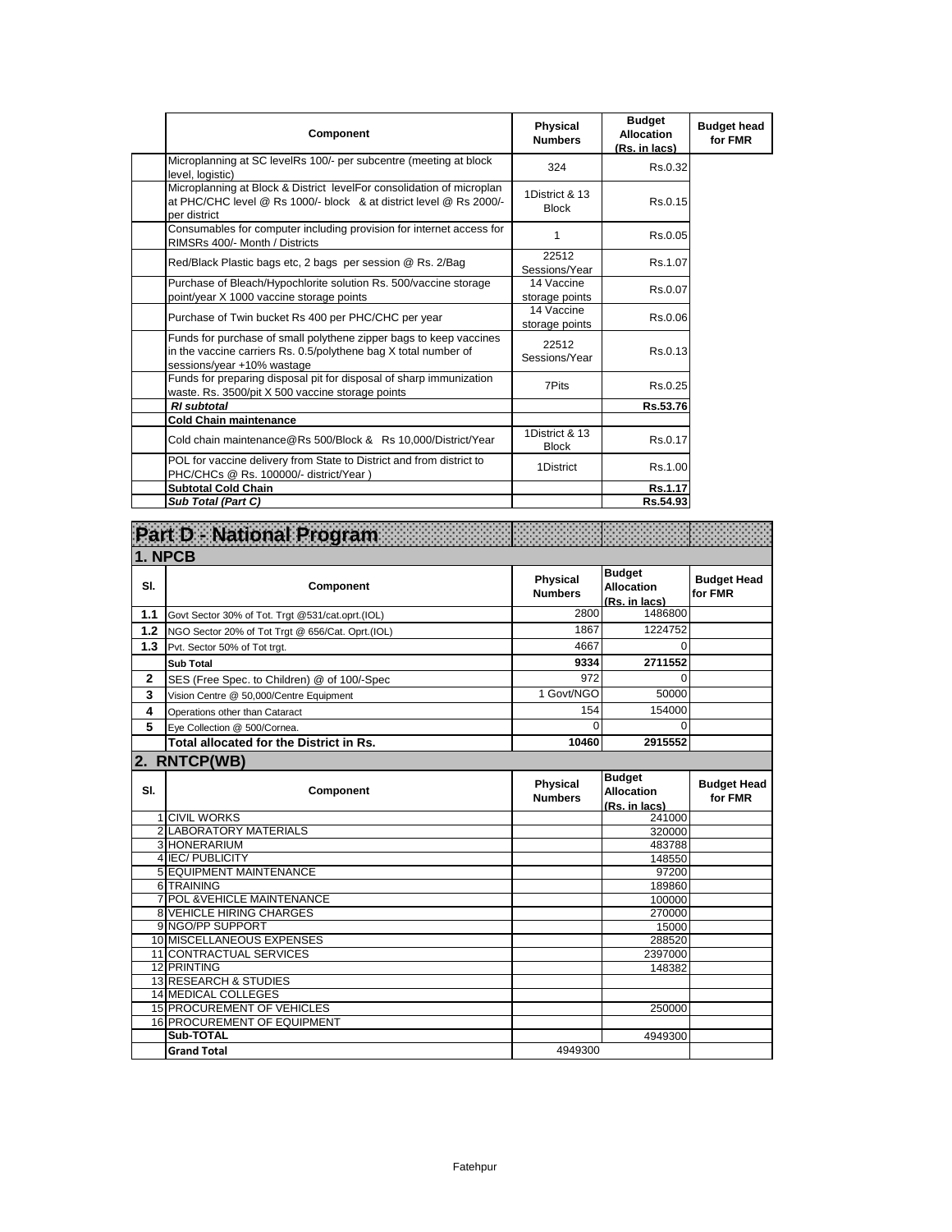| | Component | Physical Numbers | Budget Allocation (Rs. in lacs) | Budget head for FMR |
|---|---|---|---|---|
| | Microplanning at SC levelRs 100/- per subcentre (meeting at block level, logistic) | 324 | Rs.0.32 | |
| | Microplanning at Block & District levelFor consolidation of microplan at PHC/CHC level @ Rs 1000/- block & at district level @ Rs 2000/- per district | 1District & 13 Block | Rs.0.15 | |
| | Consumables for computer including provision for internet access for RIMSRs 400/- Month / Districts | 1 | Rs.0.05 | |
| | Red/Black Plastic bags etc, 2 bags per session @ Rs. 2/Bag | 22512 Sessions/Year | Rs.1.07 | |
| | Purchase of Bleach/Hypochlorite solution Rs. 500/vaccine storage point/year X 1000 vaccine storage points | 14 Vaccine storage points | Rs.0.07 | |
| | Purchase of Twin bucket Rs 400 per PHC/CHC per year | 14 Vaccine storage points | Rs.0.06 | |
| | Funds for purchase of small polythene zipper bags to keep vaccines in the vaccine carriers Rs. 0.5/polythene bag X total number of sessions/year +10% wastage | 22512 Sessions/Year | Rs.0.13 | |
| | Funds for preparing disposal pit for disposal of sharp immunization waste. Rs. 3500/pit X 500 vaccine storage points | 7Pits | Rs.0.25 | |
| | ***RI subtotal*** | | **Rs.53.76** | |
| | **Cold Chain maintenance** | | | |
| | Cold chain maintenance@Rs 500/Block & Rs 10,000/District/Year | 1District & 13 Block | Rs.0.17 | |
| | POL for vaccine delivery from State to District and from district to PHC/CHCs @ Rs. 100000/- district/Year ) | 1District | Rs.1.00 | |
| | **Subtotal Cold Chain** | | **Rs.1.17** | |
| | ***Sub Total (Part C)*** | | **Rs.54.93** | |

# Part D - National Program

## 1. NPCB

| Sl. | Component | Physical Numbers | Budget Allocation (Rs. in lacs) | Budget Head for FMR |
|---|---|---|---|---|
| **1.1** | Govt Sector 30% of Tot. Trgt @531/cat.oprt.(IOL) | 2800 | 1486800 | |
| **1.2** | NGO Sector 20% of Tot Trgt @ 656/Cat. Oprt.(IOL) | 1867 | 1224752 | |
| **1.3** | Pvt. Sector 50% of Tot trgt. | 4667 | 0 | |
| | **Sub Total** | **9334** | **2711552** | |
| **2** | SES (Free Spec. to Children) @ of 100/-Spec | 972 | 0 | |
| **3** | Vision Centre @ 50,000/Centre Equipment | 1 Govt/NGO | 50000 | |
| **4** | Operations other than Cataract | 154 | 154000 | |
| **5** | Eye Collection @ 500/Cornea. | 0 | 0 | |
| | **Total allocated for the District in Rs.** | **10460** | **2915552** | |

## 2. RNTCP(WB)

| Sl. | Component | Physical Numbers | Budget Allocation (Rs. in lacs) | Budget Head for FMR |
|---|---|---|---|---|
| 1 | CIVIL WORKS | | 241000 | |
| 2 | LABORATORY MATERIALS | | 320000 | |
| 3 | HONERARIUM | | 483788 | |
| 4 | IEC/ PUBLICITY | | 148550 | |
| 5 | EQUIPMENT MAINTENANCE | | 97200 | |
| 6 | TRAINING | | 189860 | |
| 7 | POL &VEHICLE MAINTENANCE | | 100000 | |
| 8 | VEHICLE HIRING CHARGES | | 270000 | |
| 9 | NGO/PP SUPPORT | | 15000 | |
| 10 | MISCELLANEOUS EXPENSES | | 288520 | |
| 11 | CONTRACTUAL SERVICES | | 2397000 | |
| 12 | PRINTING | | 148382 | |
| 13 | RESEARCH & STUDIES | | | |
| 14 | MEDICAL COLLEGES | | | |
| 15 | PROCUREMENT OF VEHICLES | | 250000 | |
| 16 | PROCUREMENT OF EQUIPMENT | | | |
| | **Sub-TOTAL** | | 4949300 | |
| | **Grand Total** | 4949300 | | |

Fatehpur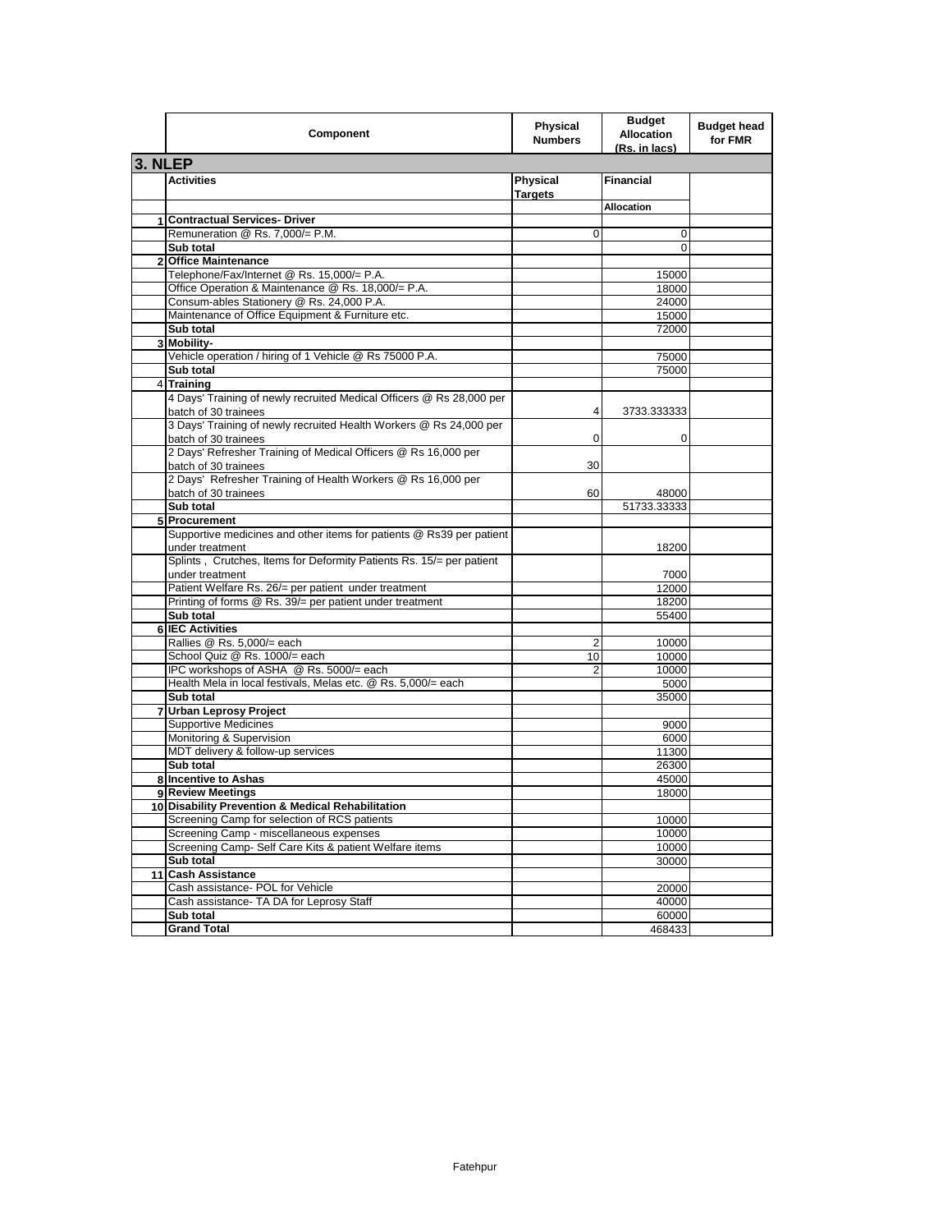| | Component | Physical Numbers | Budget Allocation (Rs. in lacs) | Budget head for FMR |
|---|---|---|---|---|
| **3. NLEP** | | | | |
| | **Activities** | **Physical Targets** | **Financial** | |
| | | | **Allocation** | |
| 1 | **Contractual Services- Driver** | | | |
| | Remuneration @ Rs. 7,000/= P.M. | 0 | 0 | |
| | **Sub total** | | 0 | |
| 2 | **Office Maintenance** | | | |
| | Telephone/Fax/Internet @ Rs. 15,000/= P.A. | | 15000 | |
| | Office Operation & Maintenance @ Rs. 18,000/= P.A. | | 18000 | |
| | Consum-ables Stationery @ Rs. 24,000 P.A. | | 24000 | |
| | Maintenance of Office Equipment & Furniture etc. | | 15000 | |
| | **Sub total** | | 72000 | |
| 3 | **Mobility-** | | | |
| | Vehicle operation / hiring of 1 Vehicle @ Rs 75000 P.A. | | 75000 | |
| | **Sub total** | | 75000 | |
| 4 | **Training** | | | |
| | 4 Days' Training of newly recruited Medical Officers @ Rs 28,000 per batch of 30 trainees | 4 | 3733.333333 | |
| | 3 Days' Training of newly recruited Health Workers @ Rs 24,000 per batch of 30 trainees | 0 | 0 | |
| | 2 Days' Refresher Training of Medical Officers @ Rs 16,000 per batch of 30 trainees | 30 | | |
| | 2 Days' Refresher Training of Health Workers @ Rs 16,000 per batch of 30 trainees | 60 | 48000 | |
| | **Sub total** | | 51733.33333 | |
| 5 | **Procurement** | | | |
| | Supportive medicines and other items for patients @ Rs39 per patient under treatment | | 18200 | |
| | Splints , Crutches, Items for Deformity Patients Rs. 15/= per patient under treatment | | 7000 | |
| | Patient Welfare Rs. 26/= per patient under treatment | | 12000 | |
| | Printing of forms @ Rs. 39/= per patient under treatment | | 18200 | |
| | **Sub total** | | 55400 | |
| 6 | **IEC Activities** | | | |
| | Rallies @ Rs. 5,000/= each | 2 | 10000 | |
| | School Quiz @ Rs. 1000/= each | 10 | 10000 | |
| | IPC workshops of ASHA @ Rs. 5000/= each | 2 | 10000 | |
| | Health Mela in local festivals, Melas etc. @ Rs. 5,000/= each | | 5000 | |
| | **Sub total** | | 35000 | |
| 7 | **Urban Leprosy Project** | | | |
| | Supportive Medicines | | 9000 | |
| | Monitoring & Supervision | | 6000 | |
| | MDT delivery & follow-up services | | 11300 | |
| | **Sub total** | | 26300 | |
| 8 | **Incentive to Ashas** | | 45000 | |
| 9 | **Review Meetings** | | 18000 | |
| 10 | **Disability Prevention & Medical Rehabilitation** | | | |
| | Screening Camp for selection of RCS patients | | 10000 | |
| | Screening Camp - miscellaneous expenses | | 10000 | |
| | Screening Camp- Self Care Kits & patient Welfare items | | 10000 | |
| | **Sub total** | | 30000 | |
| 11 | **Cash Assistance** | | | |
| | Cash assistance- POL for Vehicle | | 20000 | |
| | Cash assistance- TA DA for Leprosy Staff | | 40000 | |
| | **Sub total** | | 60000 | |
| | **Grand Total** | | 468433 | |

Fatehpur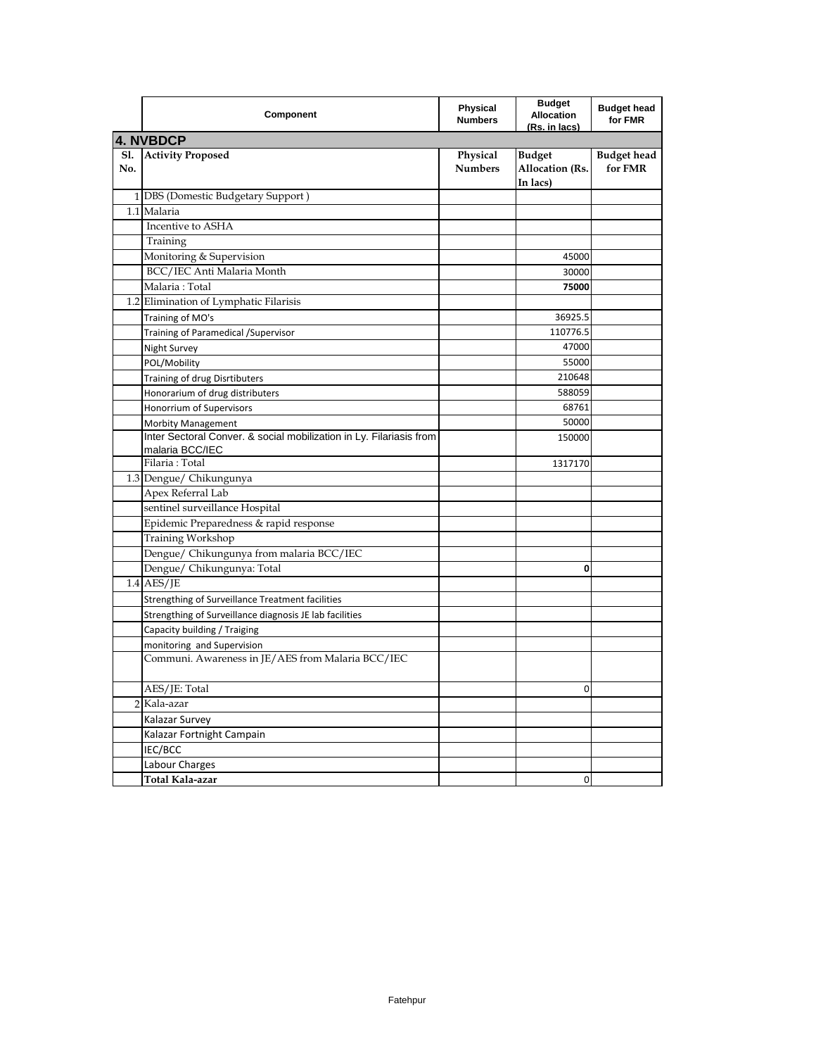| | Component | Physical Numbers | Budget Allocation (Rs. in lacs) | Budget head for FMR |
|---|---|---|---|---|
| **4. NVBDCP** | | | | |
| **Sl. No.** | **Activity Proposed** | **Physical Numbers** | **Budget Allocation (Rs. In lacs)** | **Budget head for FMR** |
| 1 | DBS (Domestic Budgetary Support ) | | | |
| 1.1 | Malaria | | | |
| | Incentive to ASHA | | | |
| | Training | | | |
| | Monitoring & Supervision | | 45000 | |
| | BCC/IEC Anti Malaria Month | | 30000 | |
| | Malaria : Total | | **75000** | |
| 1.2 | Elimination of Lymphatic Filarisis | | | |
| | Training of MO's | | 36925.5 | |
| | Training of Paramedical /Supervisor | | 110776.5 | |
| | Night Survey | | 47000 | |
| | POL/Mobility | | 55000 | |
| | Training of drug Disrtibuters | | 210648 | |
| | Honorarium of drug distributers | | 588059 | |
| | Honorrium of Supervisors | | 68761 | |
| | Morbity Management | | 50000 | |
| | Inter Sectoral Conver. & social mobilization in Ly. Filariasis from malaria BCC/IEC | | 150000 | |
| | Filaria : Total | | 1317170 | |
| 1.3 | Dengue/ Chikungunya | | | |
| | Apex Referral Lab | | | |
| | sentinel surveillance Hospital | | | |
| | Epidemic Preparedness & rapid response | | | |
| | Training Workshop | | | |
| | Dengue/ Chikungunya from malaria BCC/IEC | | | |
| | Dengue/ Chikungunya: Total | | **0** | |
| 1.4 | AES/JE | | | |
| | Strengthing of Surveillance Treatment facilities | | | |
| | Strengthing of Surveillance diagnosis JE lab facilities | | | |
| | Capacity building / Traiging | | | |
| | monitoring and Supervision | | | |
| | Communi. Awareness in JE/AES from Malaria BCC/IEC | | | |
| | AES/JE: Total | | 0 | |
| 2 | Kala-azar | | | |
| | Kalazar Survey | | | |
| | Kalazar Fortnight Campain | | | |
| | IEC/BCC | | | |
| | Labour Charges | | | |
| | **Total Kala-azar** | | 0 | |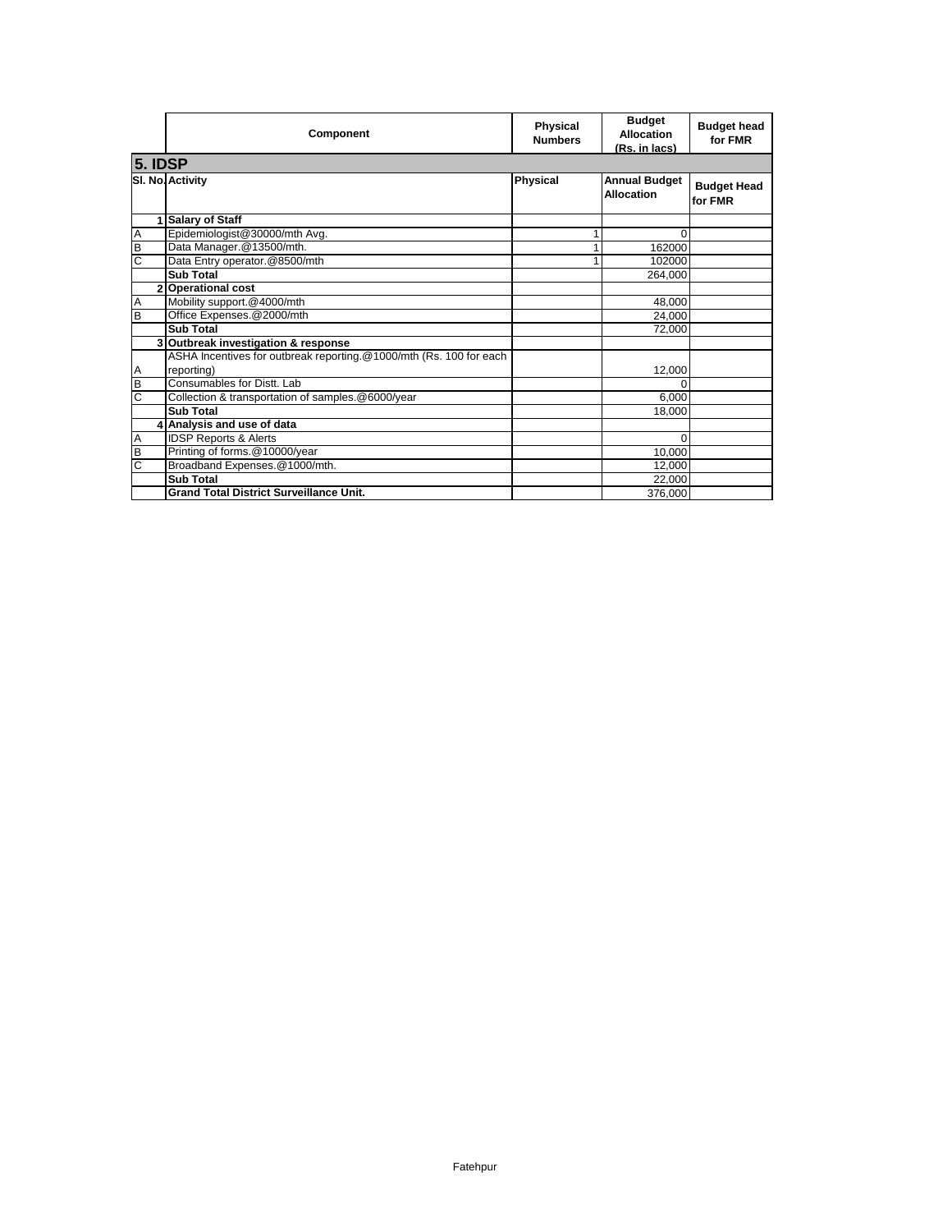| | Component | Physical Numbers | Budget Allocation (Rs. in lacs) | Budget head for FMR |
|---|---|---|---|---|
| **5. IDSP** | | | | |
| **Sl. No.** | **Activity** | **Physical** | **Annual Budget Allocation** | **Budget Head for FMR** |
| **1** | **Salary of Staff** | | | |
| A | Epidemiologist@30000/mth Avg. | 1 | 0 | |
| B | Data Manager.@13500/mth. | 1 | 162000 | |
| C | Data Entry operator.@8500/mth | 1 | 102000 | |
| | **Sub Total** | | 264,000 | |
| **2** | **Operational cost** | | | |
| A | Mobility support.@4000/mth | | 48,000 | |
| B | Office Expenses.@2000/mth | | 24,000 | |
| | **Sub Total** | | 72,000 | |
| **3** | **Outbreak investigation & response** | | | |
| A | ASHA Incentives for outbreak reporting.@1000/mth (Rs. 100 for each reporting) | | 12,000 | |
| B | Consumables for Distt. Lab | | 0 | |
| C | Collection & transportation of samples.@6000/year | | 6,000 | |
| | **Sub Total** | | 18,000 | |
| **4** | **Analysis and use of data** | | | |
| A | IDSP Reports & Alerts | | 0 | |
| B | Printing of forms.@10000/year | | 10,000 | |
| C | Broadband Expenses.@1000/mth. | | 12,000 | |
| | **Sub Total** | | 22,000 | |
| | **Grand Total District Surveillance Unit.** | | 376,000 | |